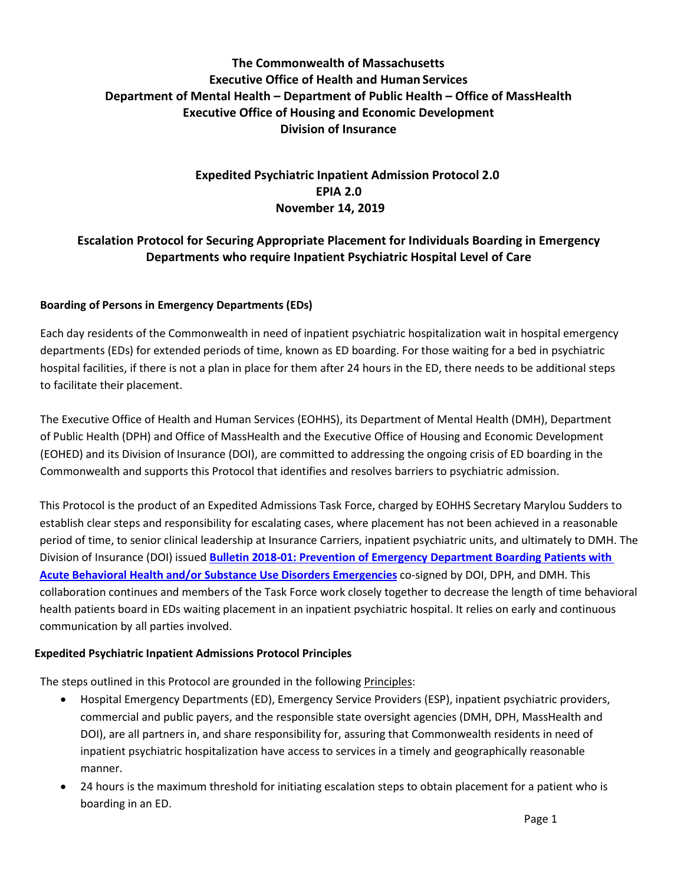**The Commonwealth of Massachusetts**
**Executive Office of Health and Human Services**
**Department of Mental Health – Department of Public Health – Office of MassHealth**
**Executive Office of Housing and Economic Development**
**Division of Insurance**

# Expedited Psychiatric Inpatient Admission Protocol 2.0
## EPIA 2.0
## November 14, 2019

## Escalation Protocol for Securing Appropriate Placement for Individuals Boarding in Emergency Departments who require Inpatient Psychiatric Hospital Level of Care

### Boarding of Persons in Emergency Departments (EDs)

Each day residents of the Commonwealth in need of inpatient psychiatric hospitalization wait in hospital emergency departments (EDs) for extended periods of time, known as ED boarding. For those waiting for a bed in psychiatric hospital facilities, if there is not a plan in place for them after 24 hours in the ED, there needs to be additional steps to facilitate their placement.

The Executive Office of Health and Human Services (EOHHS), its Department of Mental Health (DMH), Department of Public Health (DPH) and Office of MassHealth and the Executive Office of Housing and Economic Development (EOHED) and its Division of Insurance (DOI), are committed to addressing the ongoing crisis of ED boarding in the Commonwealth and supports this Protocol that identifies and resolves barriers to psychiatric admission.

This Protocol is the product of an Expedited Admissions Task Force, charged by EOHHS Secretary Marylou Sudders to establish clear steps and responsibility for escalating cases, where placement has not been achieved in a reasonable period of time, to senior clinical leadership at Insurance Carriers, inpatient psychiatric units, and ultimately to DMH. The Division of Insurance (DOI) issued **Bulletin 2018-01: Prevention of Emergency Department Boarding Patients with Acute Behavioral Health and/or Substance Use Disorders Emergencies** co-signed by DOI, DPH, and DMH. This collaboration continues and members of the Task Force work closely together to decrease the length of time behavioral health patients board in EDs waiting placement in an inpatient psychiatric hospital. It relies on early and continuous communication by all parties involved.

### Expedited Psychiatric Inpatient Admissions Protocol Principles

The steps outlined in this Protocol are grounded in the following Principles:

- Hospital Emergency Departments (ED), Emergency Service Providers (ESP), inpatient psychiatric providers, commercial and public payers, and the responsible state oversight agencies (DMH, DPH, MassHealth and DOI), are all partners in, and share responsibility for, assuring that Commonwealth residents in need of inpatient psychiatric hospitalization have access to services in a timely and geographically reasonable manner.
- 24 hours is the maximum threshold for initiating escalation steps to obtain placement for a patient who is boarding in an ED.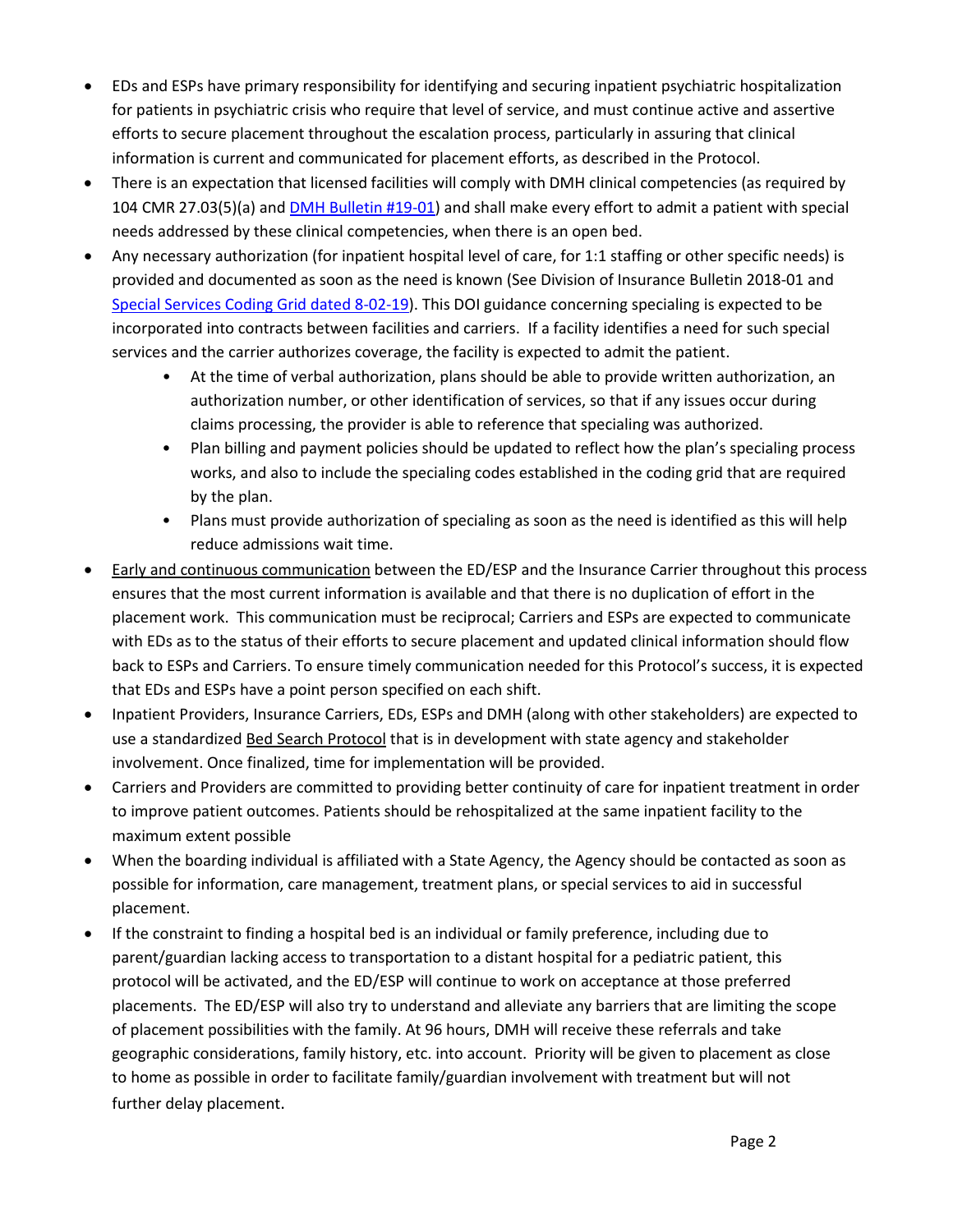- EDs and ESPs have primary responsibility for identifying and securing inpatient psychiatric hospitalization for patients in psychiatric crisis who require that level of service, and must continue active and assertive efforts to secure placement throughout the escalation process, particularly in assuring that clinical information is current and communicated for placement efforts, as described in the Protocol.
- There is an expectation that licensed facilities will comply with DMH clinical competencies (as required by 104 CMR 27.03(5)(a) and DMH Bulletin #19-01) and shall make every effort to admit a patient with special needs addressed by these clinical competencies, when there is an open bed.
- Any necessary authorization (for inpatient hospital level of care, for 1:1 staffing or other specific needs) is provided and documented as soon as the need is known (See Division of Insurance Bulletin 2018-01 and Special Services Coding Grid dated 8-02-19). This DOI guidance concerning specialing is expected to be incorporated into contracts between facilities and carriers. If a facility identifies a need for such special services and the carrier authorizes coverage, the facility is expected to admit the patient.
  - At the time of verbal authorization, plans should be able to provide written authorization, an authorization number, or other identification of services, so that if any issues occur during claims processing, the provider is able to reference that specialing was authorized.
  - Plan billing and payment policies should be updated to reflect how the plan's specialing process works, and also to include the specialing codes established in the coding grid that are required by the plan.
  - Plans must provide authorization of specialing as soon as the need is identified as this will help reduce admissions wait time.
- Early and continuous communication between the ED/ESP and the Insurance Carrier throughout this process ensures that the most current information is available and that there is no duplication of effort in the placement work. This communication must be reciprocal; Carriers and ESPs are expected to communicate with EDs as to the status of their efforts to secure placement and updated clinical information should flow back to ESPs and Carriers. To ensure timely communication needed for this Protocol's success, it is expected that EDs and ESPs have a point person specified on each shift.
- Inpatient Providers, Insurance Carriers, EDs, ESPs and DMH (along with other stakeholders) are expected to use a standardized Bed Search Protocol that is in development with state agency and stakeholder involvement. Once finalized, time for implementation will be provided.
- Carriers and Providers are committed to providing better continuity of care for inpatient treatment in order to improve patient outcomes. Patients should be rehospitalized at the same inpatient facility to the maximum extent possible
- When the boarding individual is affiliated with a State Agency, the Agency should be contacted as soon as possible for information, care management, treatment plans, or special services to aid in successful placement.
- If the constraint to finding a hospital bed is an individual or family preference, including due to parent/guardian lacking access to transportation to a distant hospital for a pediatric patient, this protocol will be activated, and the ED/ESP will continue to work on acceptance at those preferred placements. The ED/ESP will also try to understand and alleviate any barriers that are limiting the scope of placement possibilities with the family. At 96 hours, DMH will receive these referrals and take geographic considerations, family history, etc. into account. Priority will be given to placement as close to home as possible in order to facilitate family/guardian involvement with treatment but will not further delay placement.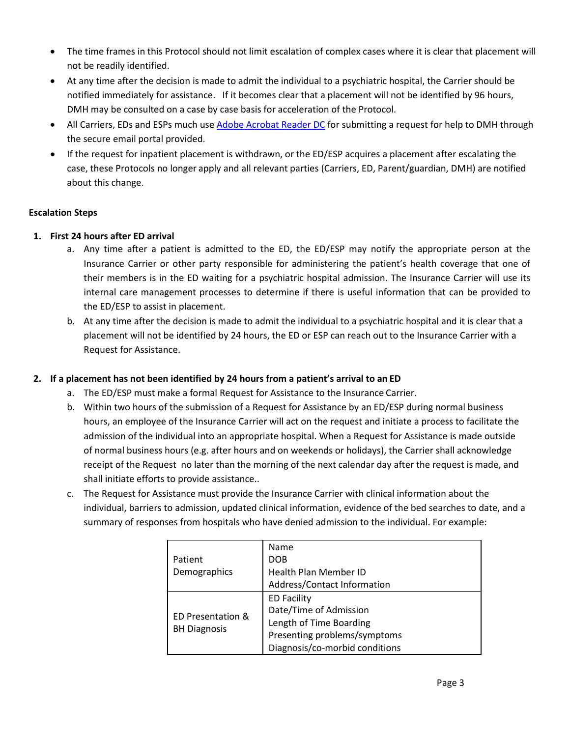- The time frames in this Protocol should not limit escalation of complex cases where it is clear that placement will not be readily identified.
- At any time after the decision is made to admit the individual to a psychiatric hospital, the Carrier should be notified immediately for assistance. If it becomes clear that a placement will not be identified by 96 hours, DMH may be consulted on a case by case basis for acceleration of the Protocol.
- All Carriers, EDs and ESPs much use [Adobe Acrobat Reader DC]() for submitting a request for help to DMH through the secure email portal provided.
- If the request for inpatient placement is withdrawn, or the ED/ESP acquires a placement after escalating the case, these Protocols no longer apply and all relevant parties (Carriers, ED, Parent/guardian, DMH) are notified about this change.

**Escalation Steps**

1. **First 24 hours after ED arrival**
   a. Any time after a patient is admitted to the ED, the ED/ESP may notify the appropriate person at the Insurance Carrier or other party responsible for administering the patient's health coverage that one of their members is in the ED waiting for a psychiatric hospital admission. The Insurance Carrier will use its internal care management processes to determine if there is useful information that can be provided to the ED/ESP to assist in placement.
   b. At any time after the decision is made to admit the individual to a psychiatric hospital and it is clear that a placement will not be identified by 24 hours, the ED or ESP can reach out to the Insurance Carrier with a Request for Assistance.

2. **If a placement has not been identified by 24 hours from a patient's arrival to an ED**
   a. The ED/ESP must make a formal Request for Assistance to the Insurance Carrier.
   b. Within two hours of the submission of a Request for Assistance by an ED/ESP during normal business hours, an employee of the Insurance Carrier will act on the request and initiate a process to facilitate the admission of the individual into an appropriate hospital. When a Request for Assistance is made outside of normal business hours (e.g. after hours and on weekends or holidays), the Carrier shall acknowledge receipt of the Request no later than the morning of the next calendar day after the request is made, and shall initiate efforts to provide assistance..
   c. The Request for Assistance must provide the Insurance Carrier with clinical information about the individual, barriers to admission, updated clinical information, evidence of the bed searches to date, and a summary of responses from hospitals who have denied admission to the individual. For example:

| | |
|---|---|
| Patient Demographics | Name<br>DOB<br>Health Plan Member ID<br>Address/Contact Information |
| ED Presentation & BH Diagnosis | ED Facility<br>Date/Time of Admission<br>Length of Time Boarding<br>Presenting problems/symptoms<br>Diagnosis/co-morbid conditions |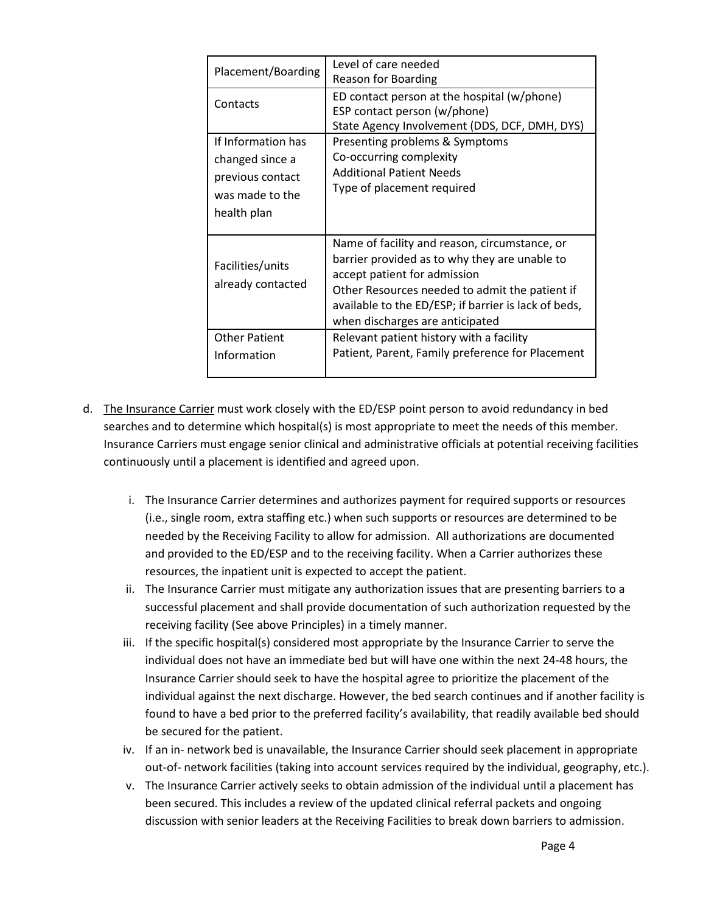| | |
|---|---|
| Placement/Boarding | Level of care needed<br>Reason for Boarding |
| Contacts | ED contact person at the hospital (w/phone)<br>ESP contact person (w/phone)<br>State Agency Involvement (DDS, DCF, DMH, DYS) |
| If Information has changed since a previous contact was made to the health plan | Presenting problems & Symptoms<br>Co-occurring complexity<br>Additional Patient Needs<br>Type of placement required |
| Facilities/units already contacted | Name of facility and reason, circumstance, or barrier provided as to why they are unable to accept patient for admission<br>Other Resources needed to admit the patient if available to the ED/ESP; if barrier is lack of beds, when discharges are anticipated |
| Other Patient Information | Relevant patient history with a facility<br>Patient, Parent, Family preference for Placement |

d. The Insurance Carrier must work closely with the ED/ESP point person to avoid redundancy in bed searches and to determine which hospital(s) is most appropriate to meet the needs of this member. Insurance Carriers must engage senior clinical and administrative officials at potential receiving facilities continuously until a placement is identified and agreed upon.

   i. The Insurance Carrier determines and authorizes payment for required supports or resources (i.e., single room, extra staffing etc.) when such supports or resources are determined to be needed by the Receiving Facility to allow for admission. All authorizations are documented and provided to the ED/ESP and to the receiving facility. When a Carrier authorizes these resources, the inpatient unit is expected to accept the patient.

   ii. The Insurance Carrier must mitigate any authorization issues that are presenting barriers to a successful placement and shall provide documentation of such authorization requested by the receiving facility (See above Principles) in a timely manner.

   iii. If the specific hospital(s) considered most appropriate by the Insurance Carrier to serve the individual does not have an immediate bed but will have one within the next 24-48 hours, the Insurance Carrier should seek to have the hospital agree to prioritize the placement of the individual against the next discharge. However, the bed search continues and if another facility is found to have a bed prior to the preferred facility's availability, that readily available bed should be secured for the patient.

   iv. If an in- network bed is unavailable, the Insurance Carrier should seek placement in appropriate out-of- network facilities (taking into account services required by the individual, geography, etc.).

   v. The Insurance Carrier actively seeks to obtain admission of the individual until a placement has been secured. This includes a review of the updated clinical referral packets and ongoing discussion with senior leaders at the Receiving Facilities to break down barriers to admission.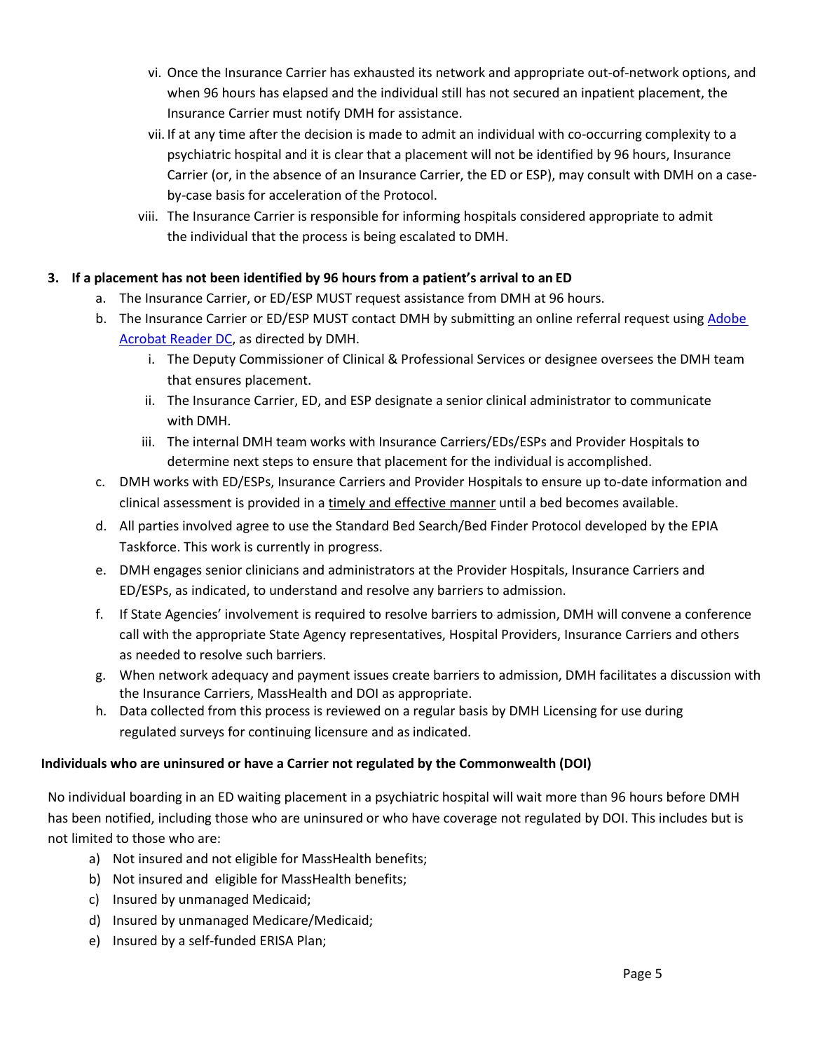vi. Once the Insurance Carrier has exhausted its network and appropriate out-of-network options, and when 96 hours has elapsed and the individual still has not secured an inpatient placement, the Insurance Carrier must notify DMH for assistance.

vii. If at any time after the decision is made to admit an individual with co-occurring complexity to a psychiatric hospital and it is clear that a placement will not be identified by 96 hours, Insurance Carrier (or, in the absence of an Insurance Carrier, the ED or ESP), may consult with DMH on a case-by-case basis for acceleration of the Protocol.

viii. The Insurance Carrier is responsible for informing hospitals considered appropriate to admit the individual that the process is being escalated to DMH.

**3. If a placement has not been identified by 96 hours from a patient's arrival to an ED**

a. The Insurance Carrier, or ED/ESP MUST request assistance from DMH at 96 hours.

b. The Insurance Carrier or ED/ESP MUST contact DMH by submitting an online referral request using Adobe Acrobat Reader DC, as directed by DMH.

   i. The Deputy Commissioner of Clinical & Professional Services or designee oversees the DMH team that ensures placement.

   ii. The Insurance Carrier, ED, and ESP designate a senior clinical administrator to communicate with DMH.

   iii. The internal DMH team works with Insurance Carriers/EDs/ESPs and Provider Hospitals to determine next steps to ensure that placement for the individual is accomplished.

c. DMH works with ED/ESPs, Insurance Carriers and Provider Hospitals to ensure up to-date information and clinical assessment is provided in a timely and effective manner until a bed becomes available.

d. All parties involved agree to use the Standard Bed Search/Bed Finder Protocol developed by the EPIA Taskforce. This work is currently in progress.

e. DMH engages senior clinicians and administrators at the Provider Hospitals, Insurance Carriers and ED/ESPs, as indicated, to understand and resolve any barriers to admission.

f. If State Agencies' involvement is required to resolve barriers to admission, DMH will convene a conference call with the appropriate State Agency representatives, Hospital Providers, Insurance Carriers and others as needed to resolve such barriers.

g. When network adequacy and payment issues create barriers to admission, DMH facilitates a discussion with the Insurance Carriers, MassHealth and DOI as appropriate.

h. Data collected from this process is reviewed on a regular basis by DMH Licensing for use during regulated surveys for continuing licensure and as indicated.

**Individuals who are uninsured or have a Carrier not regulated by the Commonwealth (DOI)**

No individual boarding in an ED waiting placement in a psychiatric hospital will wait more than 96 hours before DMH has been notified, including those who are uninsured or who have coverage not regulated by DOI. This includes but is not limited to those who are:

a) Not insured and not eligible for MassHealth benefits;

b) Not insured and eligible for MassHealth benefits;

c) Insured by unmanaged Medicaid;

d) Insured by unmanaged Medicare/Medicaid;

e) Insured by a self-funded ERISA Plan;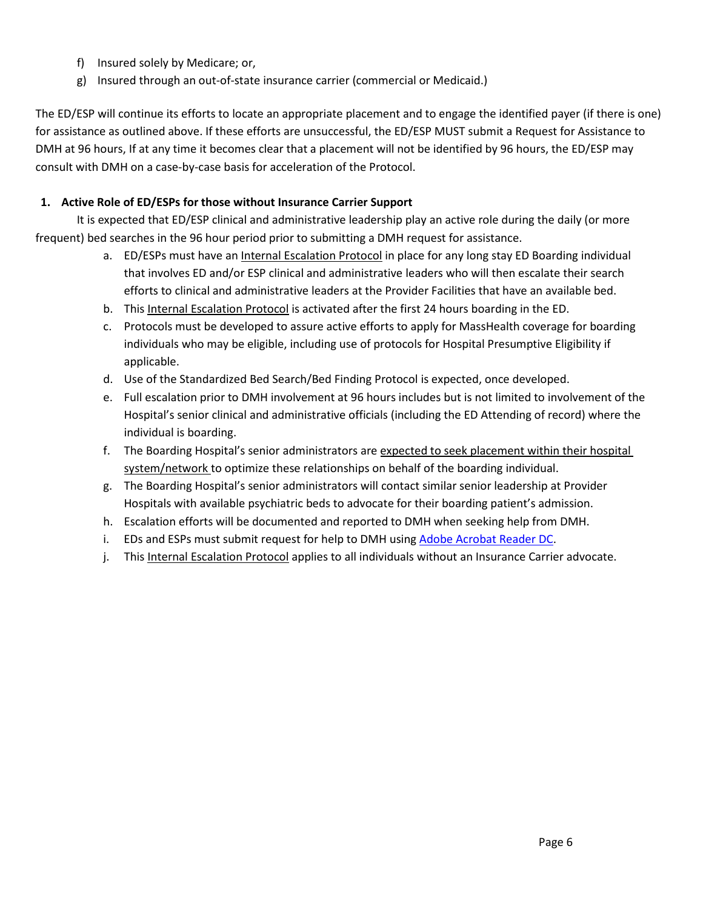f) Insured solely by Medicare; or,

g) Insured through an out-of-state insurance carrier (commercial or Medicaid.)

The ED/ESP will continue its efforts to locate an appropriate placement and to engage the identified payer (if there is one) for assistance as outlined above. If these efforts are unsuccessful, the ED/ESP MUST submit a Request for Assistance to DMH at 96 hours, If at any time it becomes clear that a placement will not be identified by 96 hours, the ED/ESP may consult with DMH on a case-by-case basis for acceleration of the Protocol.

**1. Active Role of ED/ESPs for those without Insurance Carrier Support**

It is expected that ED/ESP clinical and administrative leadership play an active role during the daily (or more frequent) bed searches in the 96 hour period prior to submitting a DMH request for assistance.

a. ED/ESPs must have an Internal Escalation Protocol in place for any long stay ED Boarding individual that involves ED and/or ESP clinical and administrative leaders who will then escalate their search efforts to clinical and administrative leaders at the Provider Facilities that have an available bed.

b. This Internal Escalation Protocol is activated after the first 24 hours boarding in the ED.

c. Protocols must be developed to assure active efforts to apply for MassHealth coverage for boarding individuals who may be eligible, including use of protocols for Hospital Presumptive Eligibility if applicable.

d. Use of the Standardized Bed Search/Bed Finding Protocol is expected, once developed.

e. Full escalation prior to DMH involvement at 96 hours includes but is not limited to involvement of the Hospital's senior clinical and administrative officials (including the ED Attending of record) where the individual is boarding.

f. The Boarding Hospital's senior administrators are expected to seek placement within their hospital system/network to optimize these relationships on behalf of the boarding individual.

g. The Boarding Hospital's senior administrators will contact similar senior leadership at Provider Hospitals with available psychiatric beds to advocate for their boarding patient's admission.

h. Escalation efforts will be documented and reported to DMH when seeking help from DMH.

i. EDs and ESPs must submit request for help to DMH using Adobe Acrobat Reader DC.

j. This Internal Escalation Protocol applies to all individuals without an Insurance Carrier advocate.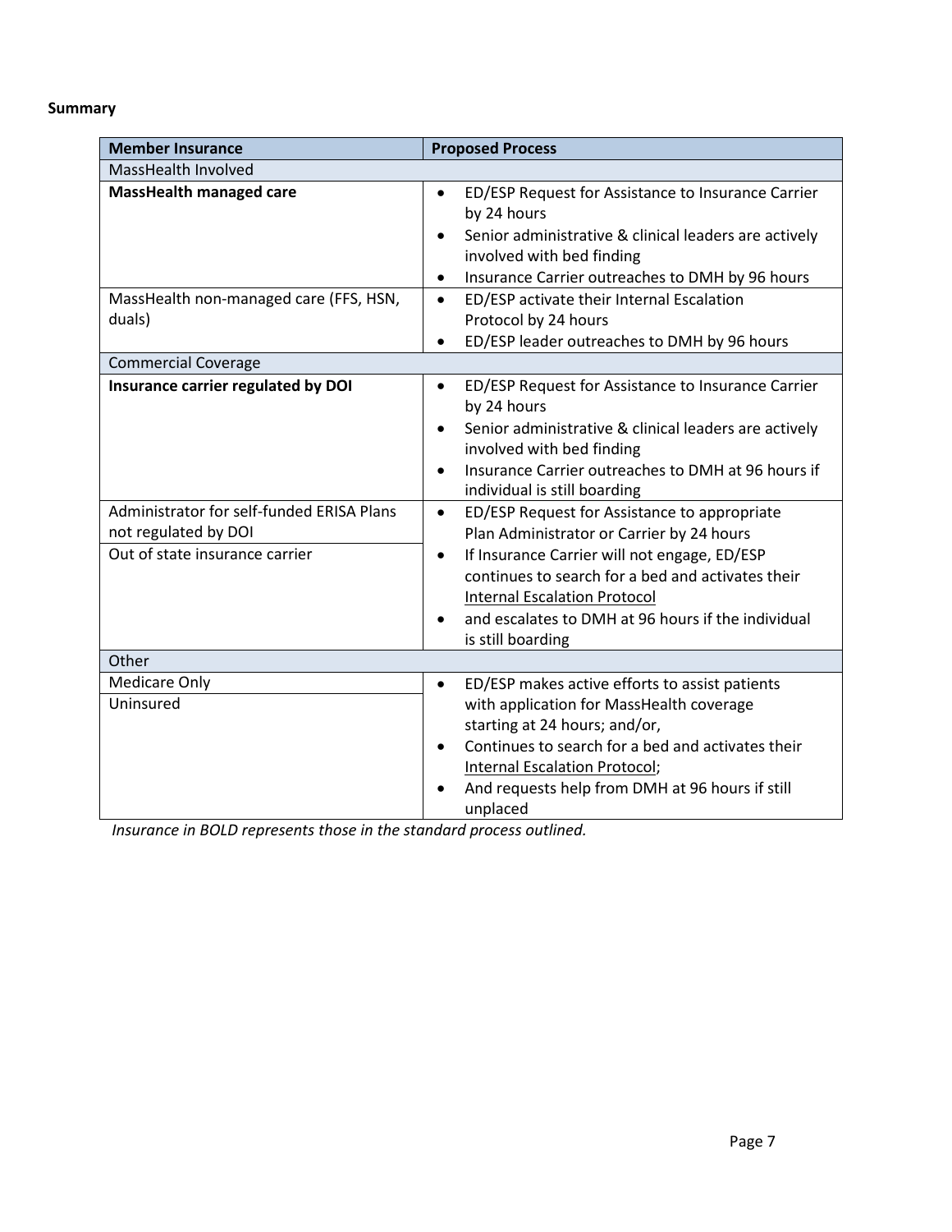**Summary**

| **Member Insurance** | **Proposed Process** |
|---|---|
| MassHealth Involved | |
| **MassHealth managed care** | • ED/ESP Request for Assistance to Insurance Carrier by 24 hours<br>• Senior administrative & clinical leaders are actively involved with bed finding<br>• Insurance Carrier outreaches to DMH by 96 hours |
| MassHealth non-managed care (FFS, HSN, duals) | • ED/ESP activate their Internal Escalation Protocol by 24 hours<br>• ED/ESP leader outreaches to DMH by 96 hours |
| Commercial Coverage | |
| **Insurance carrier regulated by DOI** | • ED/ESP Request for Assistance to Insurance Carrier by 24 hours<br>• Senior administrative & clinical leaders are actively involved with bed finding<br>• Insurance Carrier outreaches to DMH at 96 hours if individual is still boarding |
| Administrator for self-funded ERISA Plans not regulated by DOI<br>Out of state insurance carrier | • ED/ESP Request for Assistance to appropriate Plan Administrator or Carrier by 24 hours<br>• If Insurance Carrier will not engage, ED/ESP continues to search for a bed and activates their Internal Escalation Protocol<br>• and escalates to DMH at 96 hours if the individual is still boarding |
| Other | |
| Medicare Only<br>Uninsured | • ED/ESP makes active efforts to assist patients with application for MassHealth coverage starting at 24 hours; and/or,<br>• Continues to search for a bed and activates their Internal Escalation Protocol;<br>• And requests help from DMH at 96 hours if still unplaced |

*Insurance in BOLD represents those in the standard process outlined.*